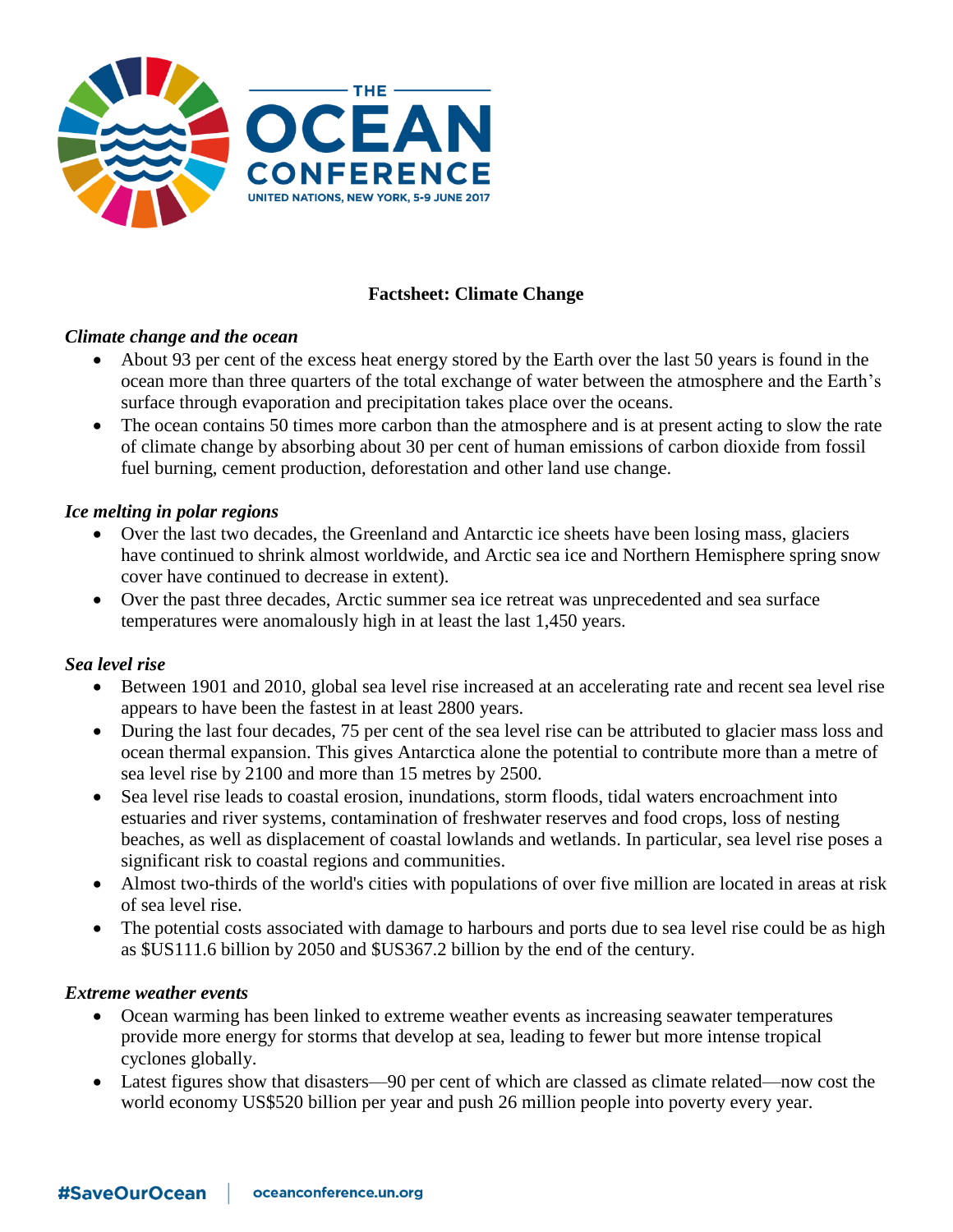THE OCEAN CONFERENCE

UNITED NATIONS, NEW YORK, 5-9 JUNE 2017

# Factsheet: Climate Change

### *Climate change and the ocean*

- About 93 per cent of the excess heat energy stored by the Earth over the last 50 years is found in the ocean more than three quarters of the total exchange of water between the atmosphere and the Earth's surface through evaporation and precipitation takes place over the oceans.
- The ocean contains 50 times more carbon than the atmosphere and is at present acting to slow the rate of climate change by absorbing about 30 per cent of human emissions of carbon dioxide from fossil fuel burning, cement production, deforestation and other land use change.

### *Ice melting in polar regions*

- Over the last two decades, the Greenland and Antarctic ice sheets have been losing mass, glaciers have continued to shrink almost worldwide, and Arctic sea ice and Northern Hemisphere spring snow cover have continued to decrease in extent).
- Over the past three decades, Arctic summer sea ice retreat was unprecedented and sea surface temperatures were anomalously high in at least the last 1,450 years.

### *Sea level rise*

- Between 1901 and 2010, global sea level rise increased at an accelerating rate and recent sea level rise appears to have been the fastest in at least 2800 years.
- During the last four decades, 75 per cent of the sea level rise can be attributed to glacier mass loss and ocean thermal expansion. This gives Antarctica alone the potential to contribute more than a metre of sea level rise by 2100 and more than 15 metres by 2500.
- Sea level rise leads to coastal erosion, inundations, storm floods, tidal waters encroachment into estuaries and river systems, contamination of freshwater reserves and food crops, loss of nesting beaches, as well as displacement of coastal lowlands and wetlands. In particular, sea level rise poses a significant risk to coastal regions and communities.
- Almost two-thirds of the world's cities with populations of over five million are located in areas at risk of sea level rise.
- The potential costs associated with damage to harbours and ports due to sea level rise could be as high as $US111.6 billion by 2050 and $US367.2 billion by the end of the century.

### *Extreme weather events*

- Ocean warming has been linked to extreme weather events as increasing seawater temperatures provide more energy for storms that develop at sea, leading to fewer but more intense tropical cyclones globally.
- Latest figures show that disasters—90 per cent of which are classed as climate related—now cost the world economy US$520 billion per year and push 26 million people into poverty every year.

#SaveOurOcean | oceanconference.un.org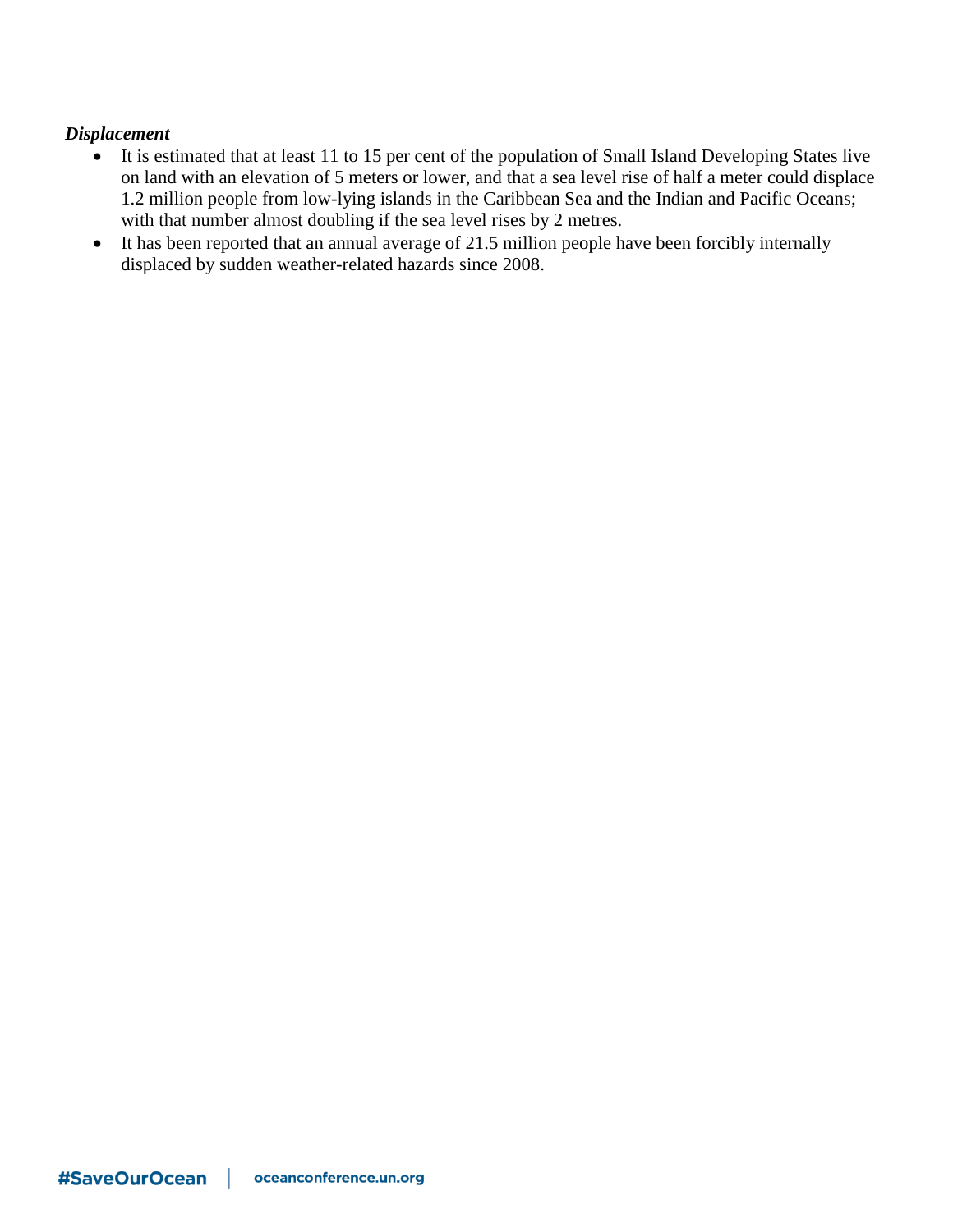***Displacement***

- It is estimated that at least 11 to 15 per cent of the population of Small Island Developing States live on land with an elevation of 5 meters or lower, and that a sea level rise of half a meter could displace 1.2 million people from low-lying islands in the Caribbean Sea and the Indian and Pacific Oceans; with that number almost doubling if the sea level rises by 2 metres.
- It has been reported that an annual average of 21.5 million people have been forcibly internally displaced by sudden weather-related hazards since 2008.